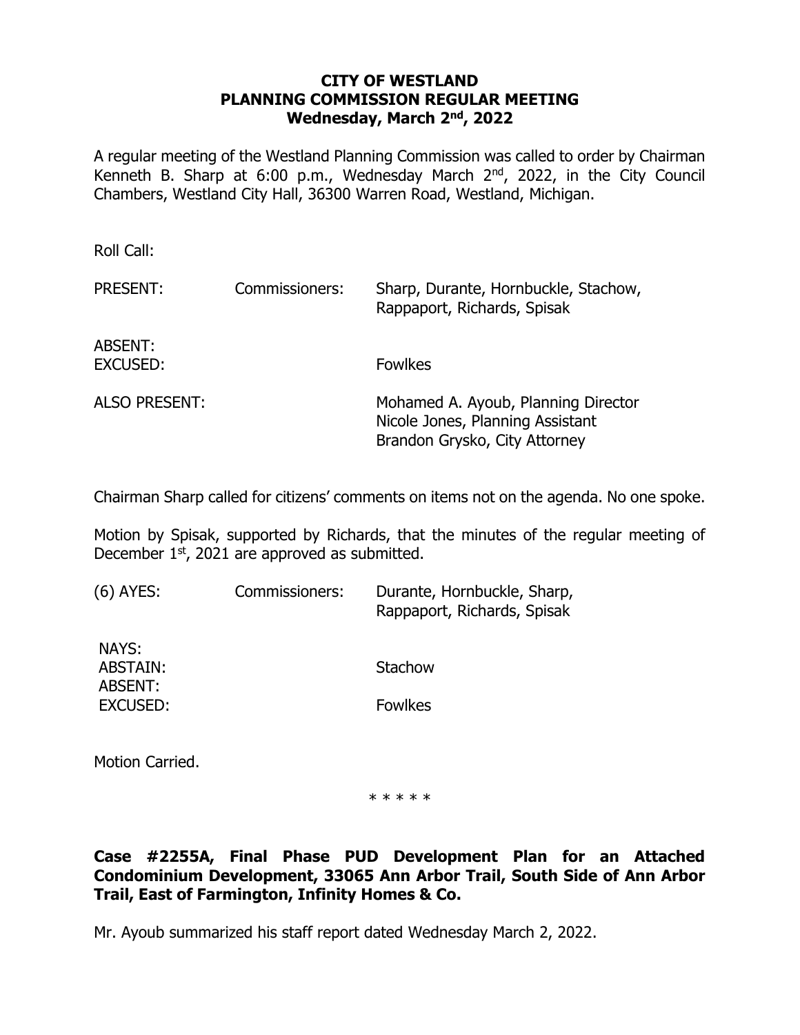**CITY OF WESTLAND**
**PLANNING COMMISSION REGULAR MEETING**
**Wednesday, March 2nd, 2022**

A regular meeting of the Westland Planning Commission was called to order by Chairman Kenneth B. Sharp at 6:00 p.m., Wednesday March 2nd, 2022, in the City Council Chambers, Westland City Hall, 36300 Warren Road, Westland, Michigan.

Roll Call:

| | | |
|---|---|---|
| PRESENT: | Commissioners: | Sharp, Durante, Hornbuckle, Stachow, Rappaport, Richards, Spisak |
| ABSENT: | | |
| EXCUSED: | | Fowlkes |
| ALSO PRESENT: | | Mohamed A. Ayoub, Planning Director<br>Nicole Jones, Planning Assistant<br>Brandon Grysko, City Attorney |

Chairman Sharp called for citizens' comments on items not on the agenda. No one spoke.

Motion by Spisak, supported by Richards, that the minutes of the regular meeting of December 1st, 2021 are approved as submitted.

| | | |
|---|---|---|
| (6) AYES: | Commissioners: | Durante, Hornbuckle, Sharp, Rappaport, Richards, Spisak |
| NAYS: | | |
| ABSTAIN: | | Stachow |
| ABSENT: | | |
| EXCUSED: | | Fowlkes |

Motion Carried.

\* \* \* \* \*

**Case #2255A, Final Phase PUD Development Plan for an Attached Condominium Development, 33065 Ann Arbor Trail, South Side of Ann Arbor Trail, East of Farmington, Infinity Homes & Co.**

Mr. Ayoub summarized his staff report dated Wednesday March 2, 2022.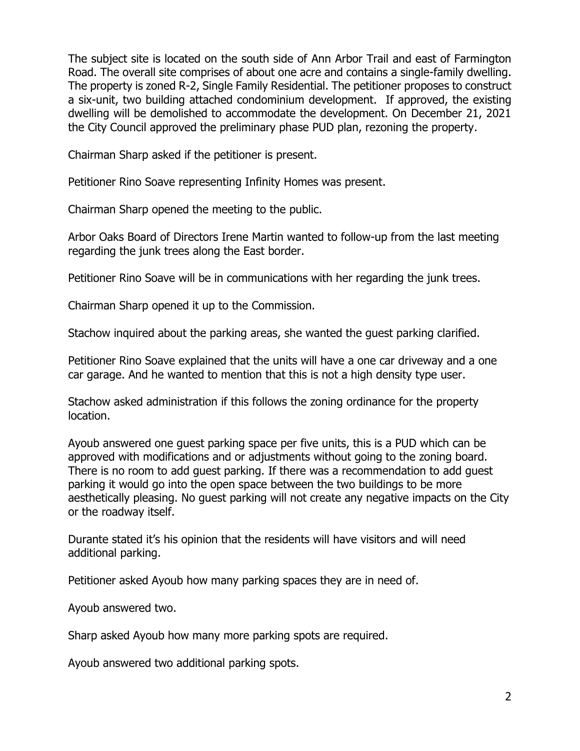The subject site is located on the south side of Ann Arbor Trail and east of Farmington Road. The overall site comprises of about one acre and contains a single-family dwelling. The property is zoned R-2, Single Family Residential. The petitioner proposes to construct a six-unit, two building attached condominium development. If approved, the existing dwelling will be demolished to accommodate the development. On December 21, 2021 the City Council approved the preliminary phase PUD plan, rezoning the property.

Chairman Sharp asked if the petitioner is present.

Petitioner Rino Soave representing Infinity Homes was present.

Chairman Sharp opened the meeting to the public.

Arbor Oaks Board of Directors Irene Martin wanted to follow-up from the last meeting regarding the junk trees along the East border.

Petitioner Rino Soave will be in communications with her regarding the junk trees.

Chairman Sharp opened it up to the Commission.

Stachow inquired about the parking areas, she wanted the guest parking clarified.

Petitioner Rino Soave explained that the units will have a one car driveway and a one car garage. And he wanted to mention that this is not a high density type user.

Stachow asked administration if this follows the zoning ordinance for the property location.

Ayoub answered one guest parking space per five units, this is a PUD which can be approved with modifications and or adjustments without going to the zoning board. There is no room to add guest parking. If there was a recommendation to add guest parking it would go into the open space between the two buildings to be more aesthetically pleasing. No guest parking will not create any negative impacts on the City or the roadway itself.

Durante stated it's his opinion that the residents will have visitors and will need additional parking.

Petitioner asked Ayoub how many parking spaces they are in need of.

Ayoub answered two.

Sharp asked Ayoub how many more parking spots are required.

Ayoub answered two additional parking spots.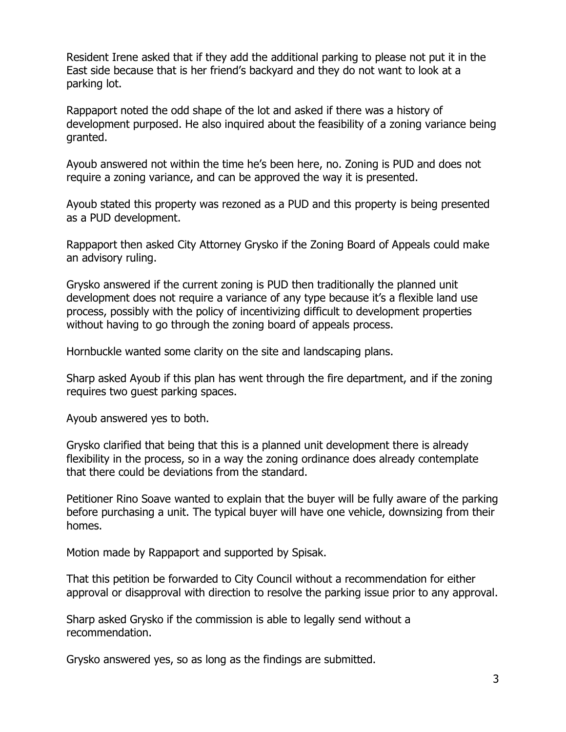Resident Irene asked that if they add the additional parking to please not put it in the East side because that is her friend's backyard and they do not want to look at a parking lot.

Rappaport noted the odd shape of the lot and asked if there was a history of development purposed. He also inquired about the feasibility of a zoning variance being granted.

Ayoub answered not within the time he's been here, no. Zoning is PUD and does not require a zoning variance, and can be approved the way it is presented.

Ayoub stated this property was rezoned as a PUD and this property is being presented as a PUD development.

Rappaport then asked City Attorney Grysko if the Zoning Board of Appeals could make an advisory ruling.

Grysko answered if the current zoning is PUD then traditionally the planned unit development does not require a variance of any type because it's a flexible land use process, possibly with the policy of incentivizing difficult to development properties without having to go through the zoning board of appeals process.

Hornbuckle wanted some clarity on the site and landscaping plans.

Sharp asked Ayoub if this plan has went through the fire department, and if the zoning requires two guest parking spaces.

Ayoub answered yes to both.

Grysko clarified that being that this is a planned unit development there is already flexibility in the process, so in a way the zoning ordinance does already contemplate that there could be deviations from the standard.

Petitioner Rino Soave wanted to explain that the buyer will be fully aware of the parking before purchasing a unit. The typical buyer will have one vehicle, downsizing from their homes.

Motion made by Rappaport and supported by Spisak.

That this petition be forwarded to City Council without a recommendation for either approval or disapproval with direction to resolve the parking issue prior to any approval.

Sharp asked Grysko if the commission is able to legally send without a recommendation.

Grysko answered yes, so as long as the findings are submitted.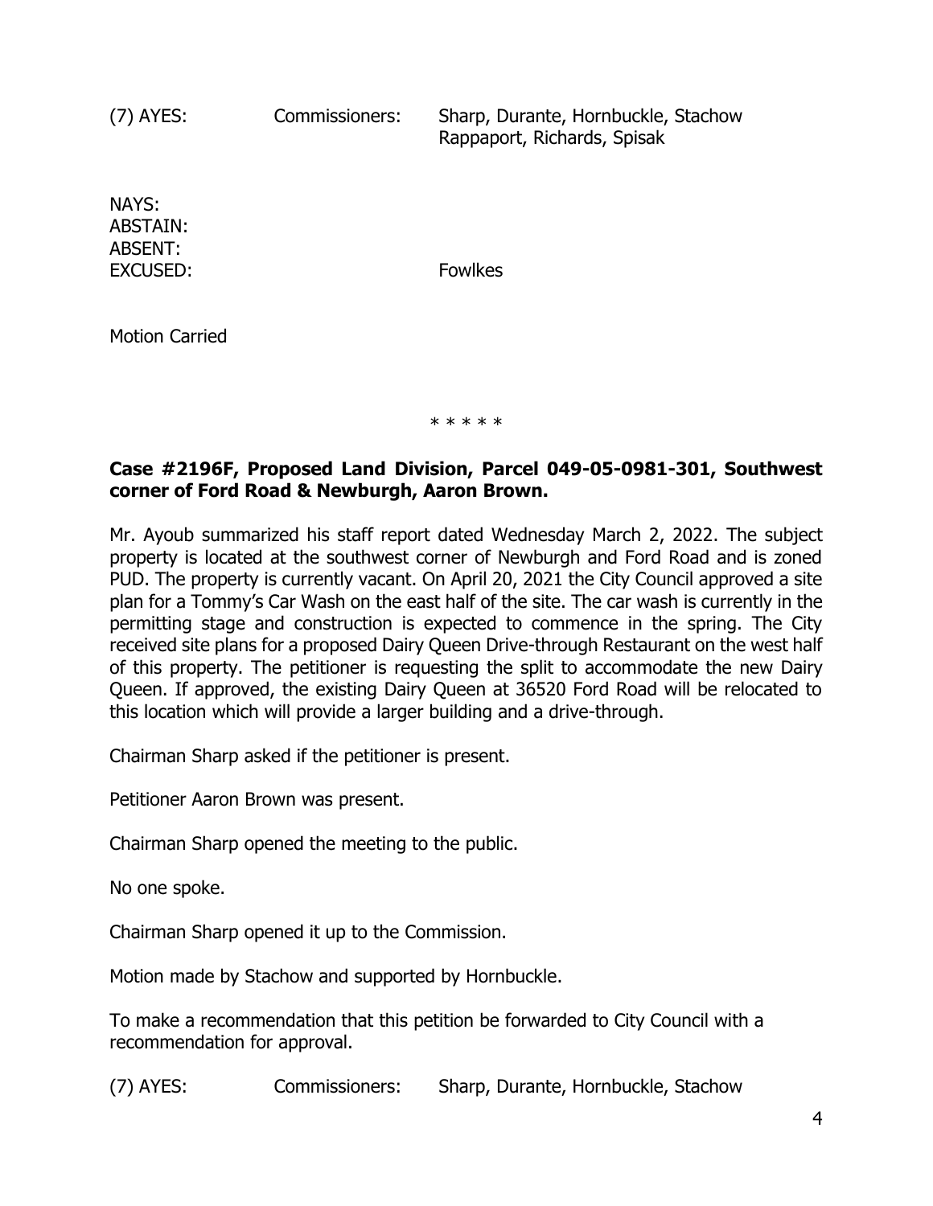(7) AYES: Commissioners: Sharp, Durante, Hornbuckle, Stachow
Rappaport, Richards, Spisak

NAYS:
ABSTAIN:
ABSENT:
EXCUSED: Fowlkes

Motion Carried

* * * * *

**Case #2196F, Proposed Land Division, Parcel 049-05-0981-301, Southwest corner of Ford Road & Newburgh, Aaron Brown.**

Mr. Ayoub summarized his staff report dated Wednesday March 2, 2022. The subject property is located at the southwest corner of Newburgh and Ford Road and is zoned PUD. The property is currently vacant. On April 20, 2021 the City Council approved a site plan for a Tommy's Car Wash on the east half of the site. The car wash is currently in the permitting stage and construction is expected to commence in the spring. The City received site plans for a proposed Dairy Queen Drive-through Restaurant on the west half of this property. The petitioner is requesting the split to accommodate the new Dairy Queen. If approved, the existing Dairy Queen at 36520 Ford Road will be relocated to this location which will provide a larger building and a drive-through.

Chairman Sharp asked if the petitioner is present.

Petitioner Aaron Brown was present.

Chairman Sharp opened the meeting to the public.

No one spoke.

Chairman Sharp opened it up to the Commission.

Motion made by Stachow and supported by Hornbuckle.

To make a recommendation that this petition be forwarded to City Council with a recommendation for approval.

(7) AYES: Commissioners: Sharp, Durante, Hornbuckle, Stachow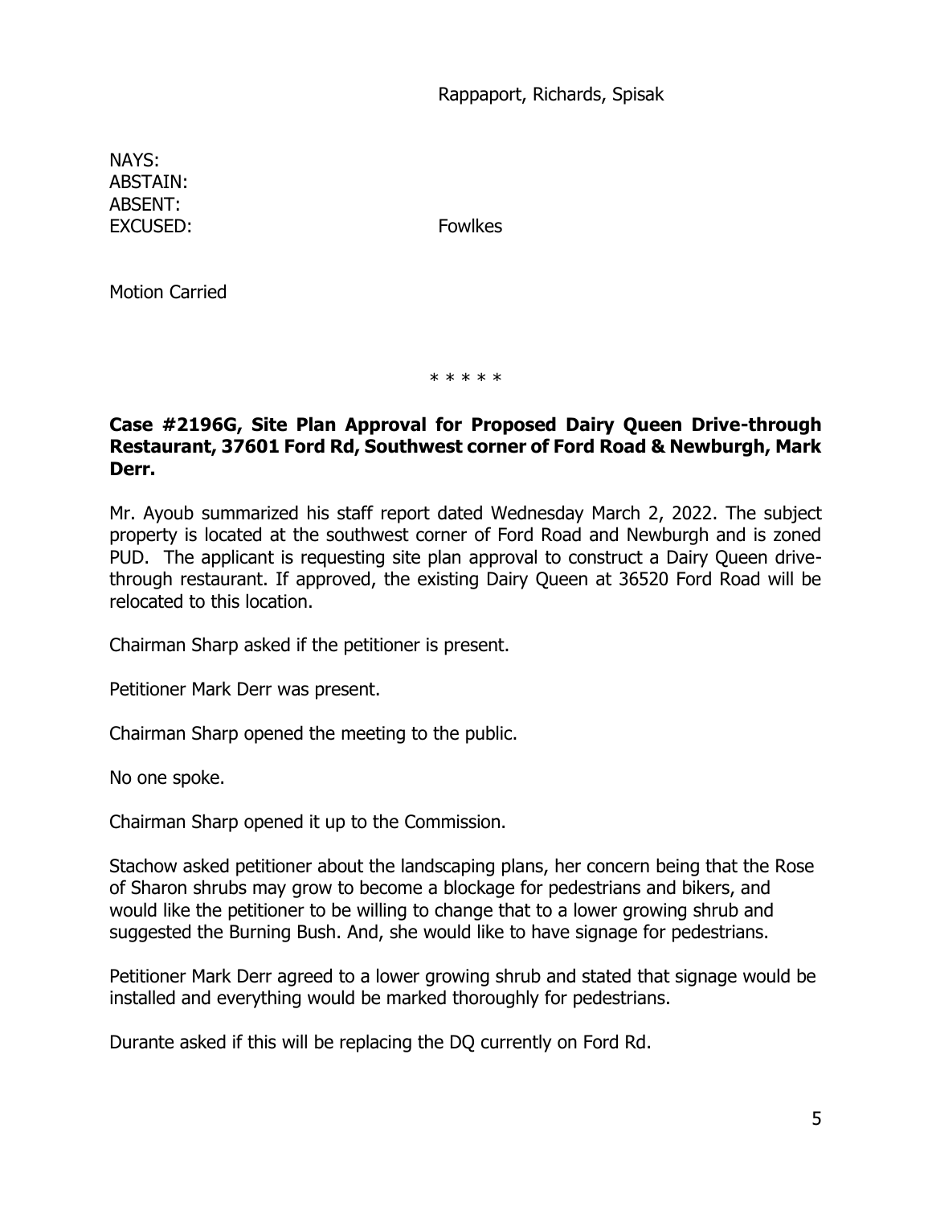Rappaport, Richards, Spisak

NAYS:
ABSTAIN:
ABSENT:
EXCUSED: Fowlkes

Motion Carried

\* \* \* \* \*

**Case #2196G, Site Plan Approval for Proposed Dairy Queen Drive-through Restaurant, 37601 Ford Rd, Southwest corner of Ford Road & Newburgh, Mark Derr.**

Mr. Ayoub summarized his staff report dated Wednesday March 2, 2022. The subject property is located at the southwest corner of Ford Road and Newburgh and is zoned PUD. The applicant is requesting site plan approval to construct a Dairy Queen drive-through restaurant. If approved, the existing Dairy Queen at 36520 Ford Road will be relocated to this location.

Chairman Sharp asked if the petitioner is present.

Petitioner Mark Derr was present.

Chairman Sharp opened the meeting to the public.

No one spoke.

Chairman Sharp opened it up to the Commission.

Stachow asked petitioner about the landscaping plans, her concern being that the Rose of Sharon shrubs may grow to become a blockage for pedestrians and bikers, and would like the petitioner to be willing to change that to a lower growing shrub and suggested the Burning Bush. And, she would like to have signage for pedestrians.

Petitioner Mark Derr agreed to a lower growing shrub and stated that signage would be installed and everything would be marked thoroughly for pedestrians.

Durante asked if this will be replacing the DQ currently on Ford Rd.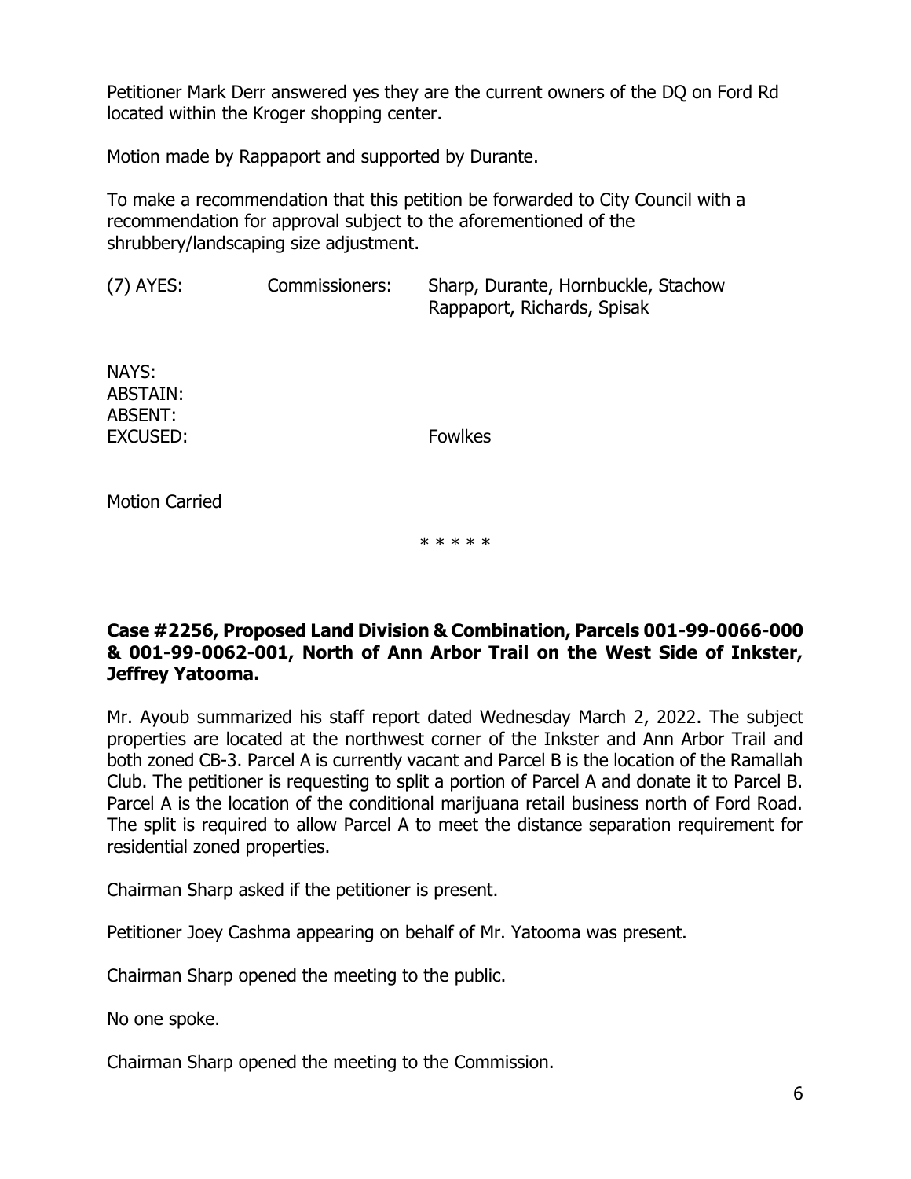Petitioner Mark Derr answered yes they are the current owners of the DQ on Ford Rd located within the Kroger shopping center.

Motion made by Rappaport and supported by Durante.

To make a recommendation that this petition be forwarded to City Council with a recommendation for approval subject to the aforementioned of the shrubbery/landscaping size adjustment.

(7) AYES: Commissioners: Sharp, Durante, Hornbuckle, Stachow Rappaport, Richards, Spisak

NAYS:
ABSTAIN:
ABSENT:
EXCUSED: Fowlkes

Motion Carried

\* \* \* \* \*

**Case #2256, Proposed Land Division & Combination, Parcels 001-99-0066-000 & 001-99-0062-001, North of Ann Arbor Trail on the West Side of Inkster, Jeffrey Yatooma.**

Mr. Ayoub summarized his staff report dated Wednesday March 2, 2022. The subject properties are located at the northwest corner of the Inkster and Ann Arbor Trail and both zoned CB-3. Parcel A is currently vacant and Parcel B is the location of the Ramallah Club. The petitioner is requesting to split a portion of Parcel A and donate it to Parcel B. Parcel A is the location of the conditional marijuana retail business north of Ford Road. The split is required to allow Parcel A to meet the distance separation requirement for residential zoned properties.

Chairman Sharp asked if the petitioner is present.

Petitioner Joey Cashma appearing on behalf of Mr. Yatooma was present.

Chairman Sharp opened the meeting to the public.

No one spoke.

Chairman Sharp opened the meeting to the Commission.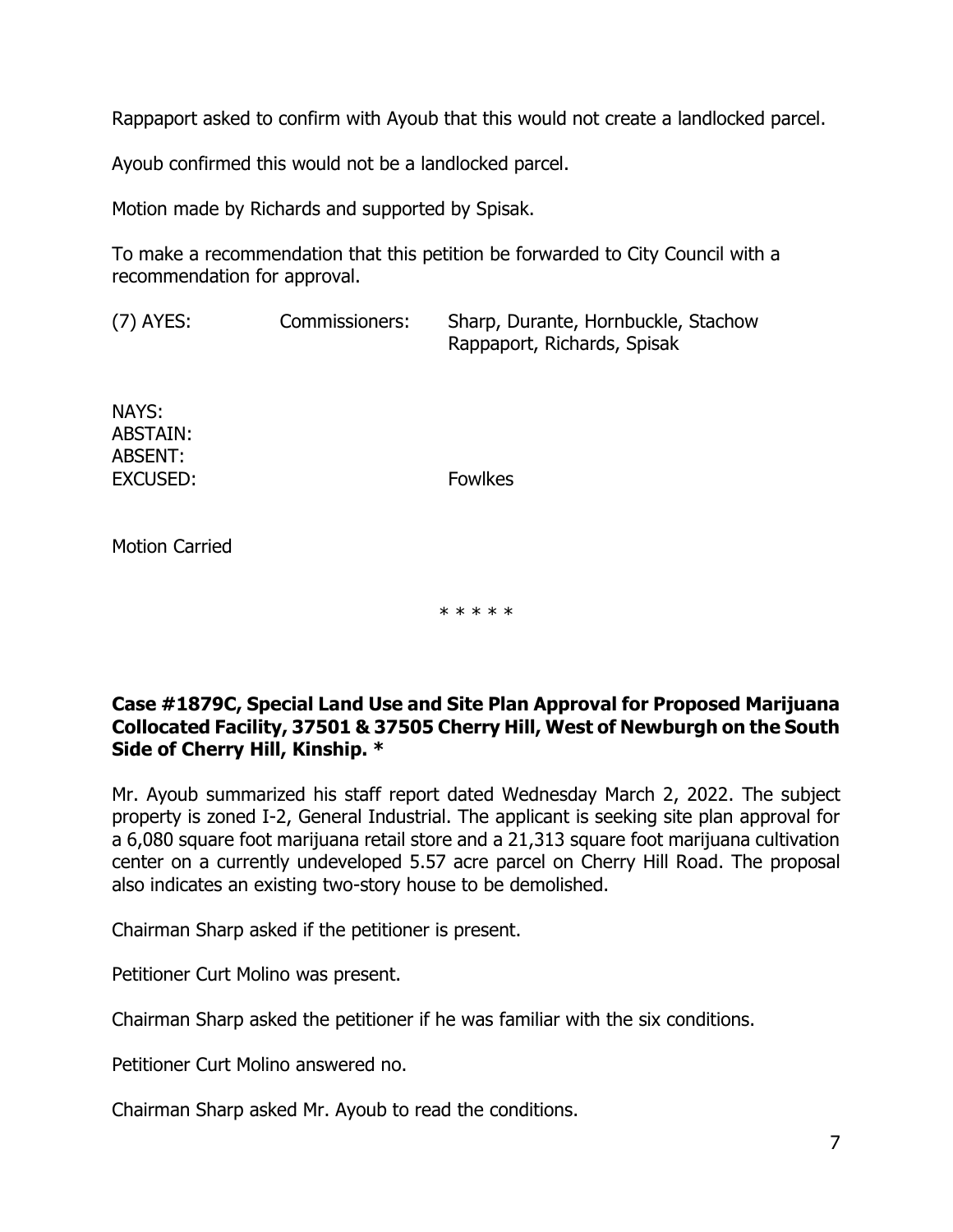Rappaport asked to confirm with Ayoub that this would not create a landlocked parcel.

Ayoub confirmed this would not be a landlocked parcel.

Motion made by Richards and supported by Spisak.

To make a recommendation that this petition be forwarded to City Council with a recommendation for approval.

(7) AYES: Commissioners: Sharp, Durante, Hornbuckle, Stachow Rappaport, Richards, Spisak

NAYS:
ABSTAIN:
ABSENT:
EXCUSED: Fowlkes

Motion Carried

\* \* \* \* \*

**Case #1879C, Special Land Use and Site Plan Approval for Proposed Marijuana Collocated Facility, 37501 & 37505 Cherry Hill, West of Newburgh on the South Side of Cherry Hill, Kinship. \***

Mr. Ayoub summarized his staff report dated Wednesday March 2, 2022. The subject property is zoned I-2, General Industrial. The applicant is seeking site plan approval for a 6,080 square foot marijuana retail store and a 21,313 square foot marijuana cultivation center on a currently undeveloped 5.57 acre parcel on Cherry Hill Road. The proposal also indicates an existing two-story house to be demolished.

Chairman Sharp asked if the petitioner is present.

Petitioner Curt Molino was present.

Chairman Sharp asked the petitioner if he was familiar with the six conditions.

Petitioner Curt Molino answered no.

Chairman Sharp asked Mr. Ayoub to read the conditions.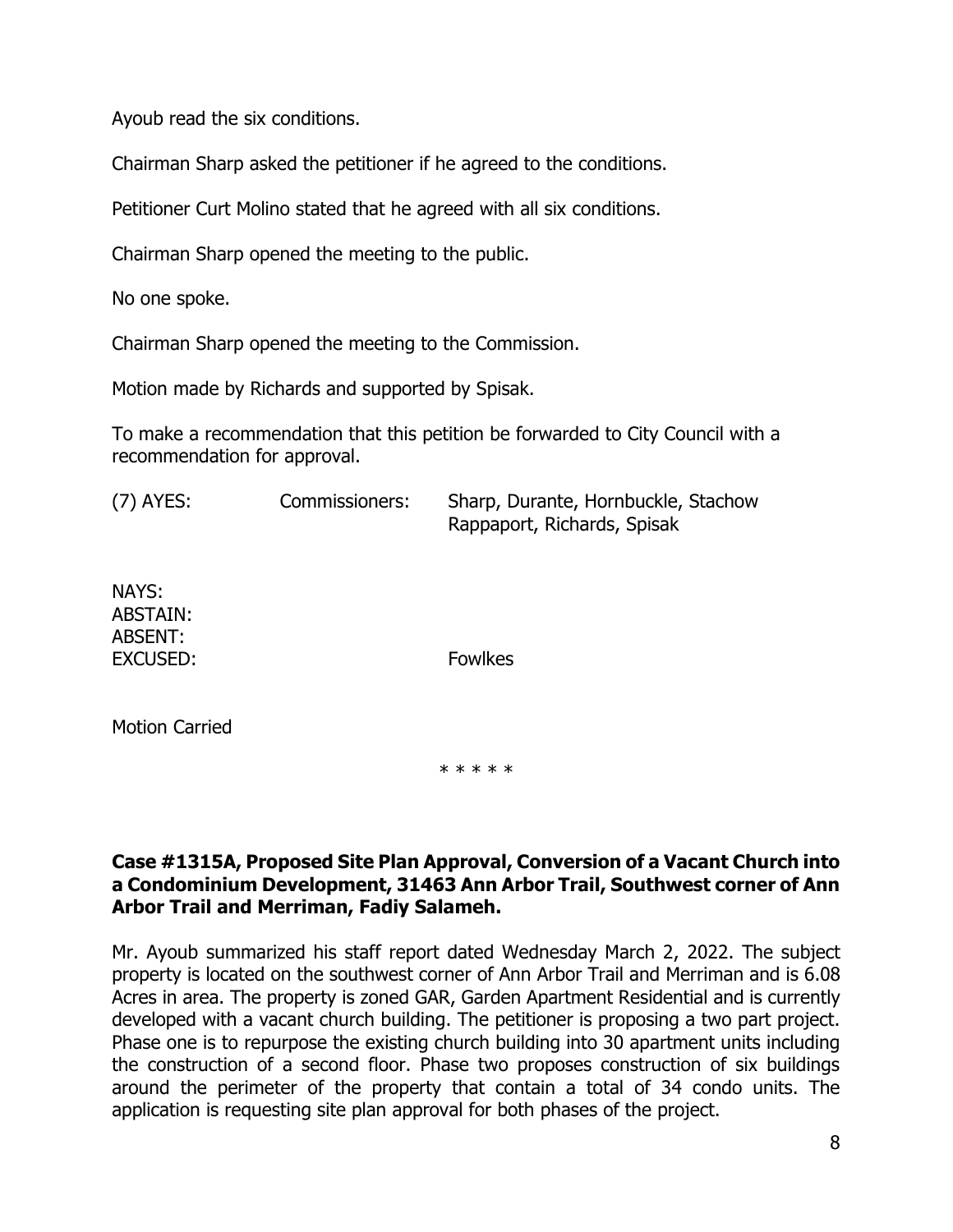Ayoub read the six conditions.

Chairman Sharp asked the petitioner if he agreed to the conditions.

Petitioner Curt Molino stated that he agreed with all six conditions.

Chairman Sharp opened the meeting to the public.

No one spoke.

Chairman Sharp opened the meeting to the Commission.

Motion made by Richards and supported by Spisak.

To make a recommendation that this petition be forwarded to City Council with a recommendation for approval.

| | | |
|---|---|---|
| (7) AYES: | Commissioners: | Sharp, Durante, Hornbuckle, Stachow Rappaport, Richards, Spisak |
| NAYS: | | |
| ABSTAIN: | | |
| ABSENT: | | |
| EXCUSED: | | Fowlkes |

Motion Carried

\* \* \* \* \*

**Case #1315A, Proposed Site Plan Approval, Conversion of a Vacant Church into a Condominium Development, 31463 Ann Arbor Trail, Southwest corner of Ann Arbor Trail and Merriman, Fadiy Salameh.**

Mr. Ayoub summarized his staff report dated Wednesday March 2, 2022. The subject property is located on the southwest corner of Ann Arbor Trail and Merriman and is 6.08 Acres in area. The property is zoned GAR, Garden Apartment Residential and is currently developed with a vacant church building. The petitioner is proposing a two part project. Phase one is to repurpose the existing church building into 30 apartment units including the construction of a second floor. Phase two proposes construction of six buildings around the perimeter of the property that contain a total of 34 condo units. The application is requesting site plan approval for both phases of the project.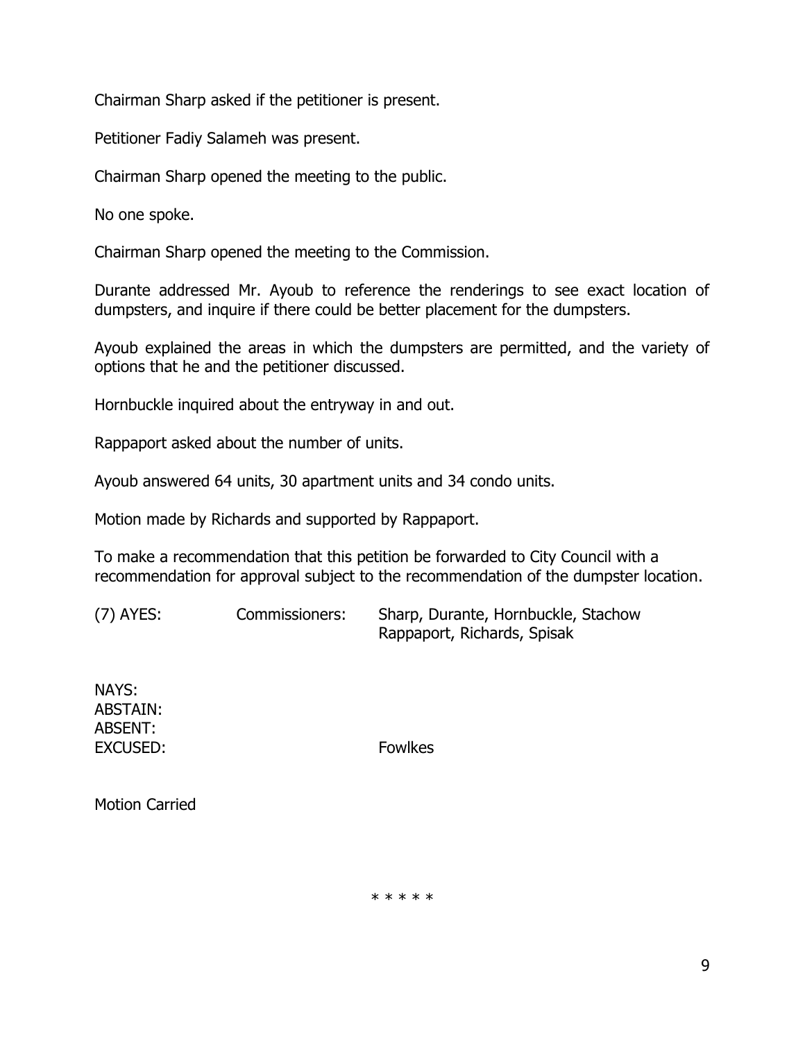Chairman Sharp asked if the petitioner is present.

Petitioner Fadiy Salameh was present.

Chairman Sharp opened the meeting to the public.

No one spoke.

Chairman Sharp opened the meeting to the Commission.

Durante addressed Mr. Ayoub to reference the renderings to see exact location of dumpsters, and inquire if there could be better placement for the dumpsters.

Ayoub explained the areas in which the dumpsters are permitted, and the variety of options that he and the petitioner discussed.

Hornbuckle inquired about the entryway in and out.

Rappaport asked about the number of units.

Ayoub answered 64 units, 30 apartment units and 34 condo units.

Motion made by Richards and supported by Rappaport.

To make a recommendation that this petition be forwarded to City Council with a recommendation for approval subject to the recommendation of the dumpster location.

| (7) AYES: | Commissioners: | Sharp, Durante, Hornbuckle, Stachow Rappaport, Richards, Spisak |
|---|---|---|
| NAYS: | | |
| ABSTAIN: | | |
| ABSENT: | | |
| EXCUSED: | | Fowlkes |

Motion Carried

* * * * *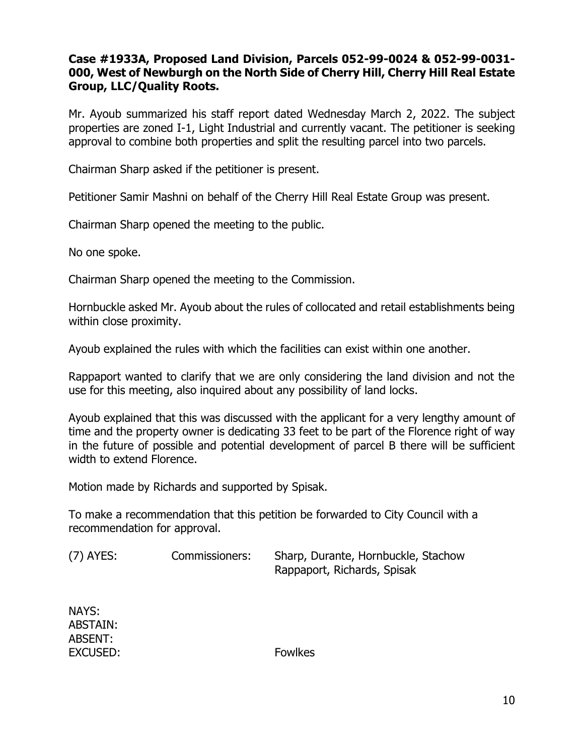**Case #1933A, Proposed Land Division, Parcels 052-99-0024 & 052-99-0031-000, West of Newburgh on the North Side of Cherry Hill, Cherry Hill Real Estate Group, LLC/Quality Roots.**

Mr. Ayoub summarized his staff report dated Wednesday March 2, 2022. The subject properties are zoned I-1, Light Industrial and currently vacant. The petitioner is seeking approval to combine both properties and split the resulting parcel into two parcels.

Chairman Sharp asked if the petitioner is present.

Petitioner Samir Mashni on behalf of the Cherry Hill Real Estate Group was present.

Chairman Sharp opened the meeting to the public.

No one spoke.

Chairman Sharp opened the meeting to the Commission.

Hornbuckle asked Mr. Ayoub about the rules of collocated and retail establishments being within close proximity.

Ayoub explained the rules with which the facilities can exist within one another.

Rappaport wanted to clarify that we are only considering the land division and not the use for this meeting, also inquired about any possibility of land locks.

Ayoub explained that this was discussed with the applicant for a very lengthy amount of time and the property owner is dedicating 33 feet to be part of the Florence right of way in the future of possible and potential development of parcel B there will be sufficient width to extend Florence.

Motion made by Richards and supported by Spisak.

To make a recommendation that this petition be forwarded to City Council with a recommendation for approval.

| | | |
|---|---|---|
| (7) AYES: | Commissioners: | Sharp, Durante, Hornbuckle, Stachow Rappaport, Richards, Spisak |
| NAYS: | | |
| ABSTAIN: | | |
| ABSENT: | | |
| EXCUSED: | | Fowlkes |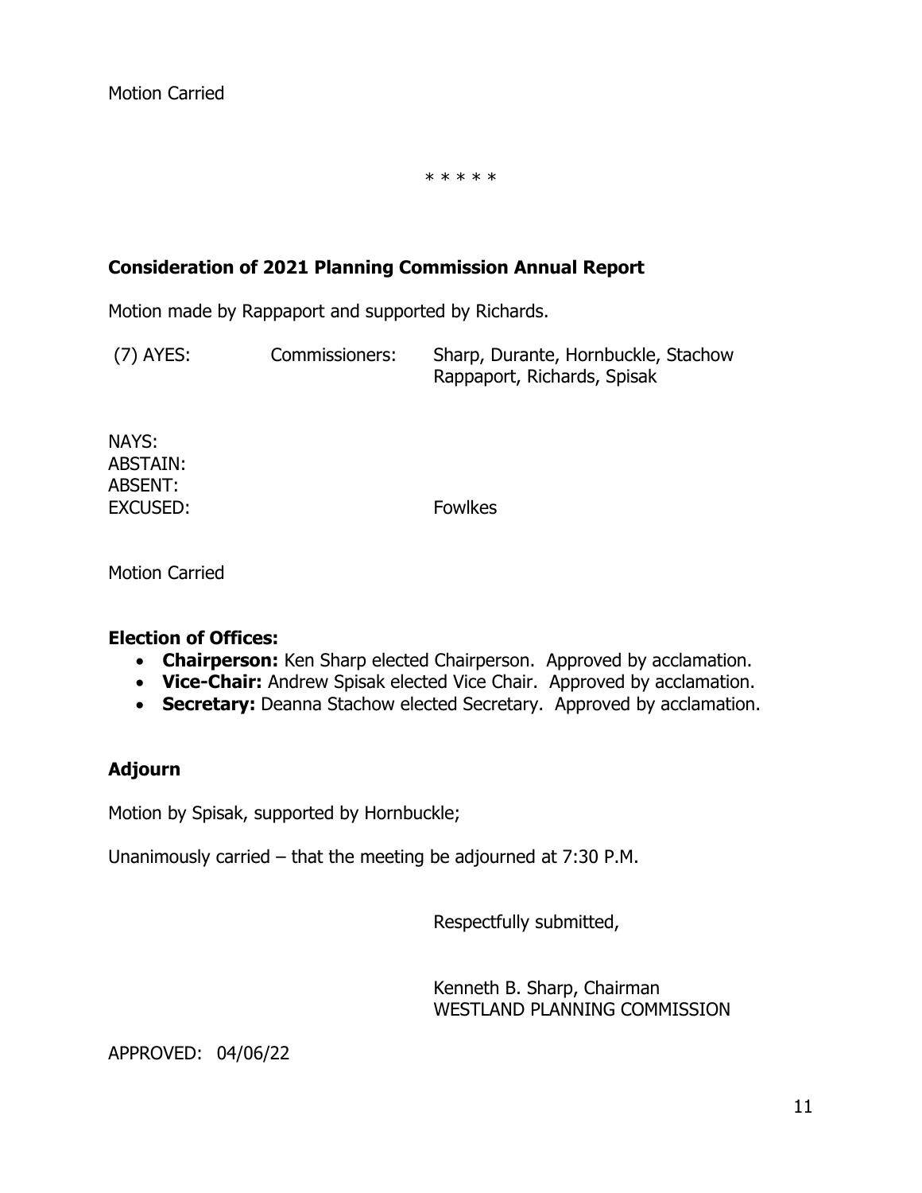Motion Carried

\* \* \* \* \*

**Consideration of 2021 Planning Commission Annual Report**

Motion made by Rappaport and supported by Richards.

| | | |
|---|---|---|
| (7) AYES: | Commissioners: | Sharp, Durante, Hornbuckle, Stachow Rappaport, Richards, Spisak |
| NAYS: | | |
| ABSTAIN: | | |
| ABSENT: | | |
| EXCUSED: | | Fowlkes |

Motion Carried

**Election of Offices:**

- **Chairperson:** Ken Sharp elected Chairperson. Approved by acclamation.
- **Vice-Chair:** Andrew Spisak elected Vice Chair. Approved by acclamation.
- **Secretary:** Deanna Stachow elected Secretary. Approved by acclamation.

**Adjourn**

Motion by Spisak, supported by Hornbuckle;

Unanimously carried – that the meeting be adjourned at 7:30 P.M.

Respectfully submitted,

Kenneth B. Sharp, Chairman
WESTLAND PLANNING COMMISSION

APPROVED: 04/06/22